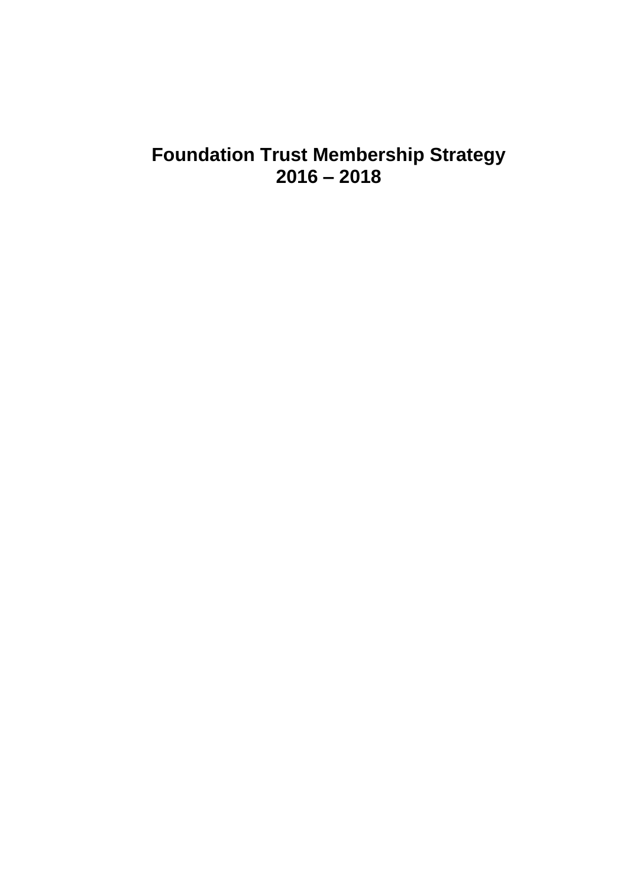# Foundation Trust Membership Strategy 2016 – 2018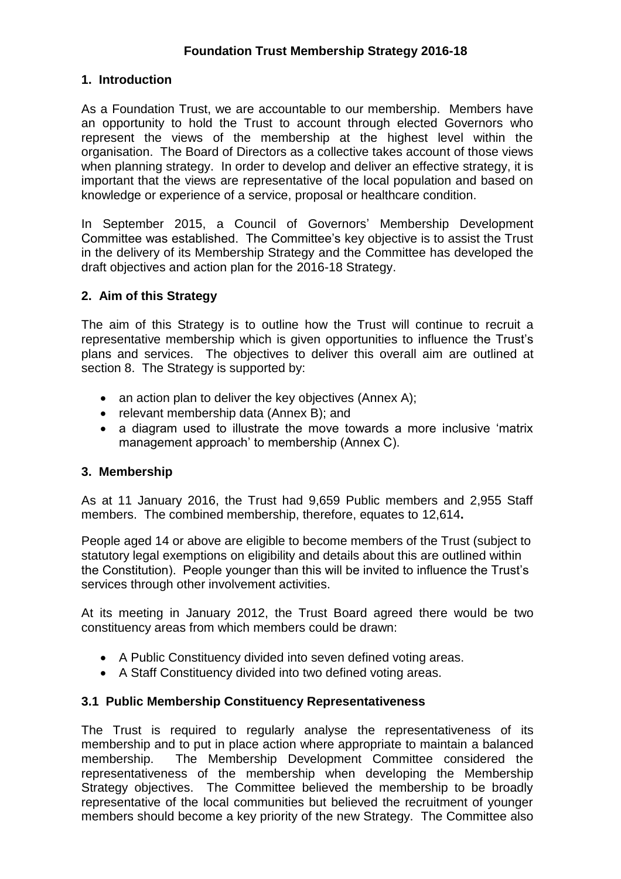**Foundation Trust Membership Strategy 2016-18**

## 1. Introduction

As a Foundation Trust, we are accountable to our membership. Members have an opportunity to hold the Trust to account through elected Governors who represent the views of the membership at the highest level within the organisation. The Board of Directors as a collective takes account of those views when planning strategy. In order to develop and deliver an effective strategy, it is important that the views are representative of the local population and based on knowledge or experience of a service, proposal or healthcare condition.

In September 2015, a Council of Governors' Membership Development Committee was established. The Committee's key objective is to assist the Trust in the delivery of its Membership Strategy and the Committee has developed the draft objectives and action plan for the 2016-18 Strategy.

## 2. Aim of this Strategy

The aim of this Strategy is to outline how the Trust will continue to recruit a representative membership which is given opportunities to influence the Trust's plans and services. The objectives to deliver this overall aim are outlined at section 8. The Strategy is supported by:

- an action plan to deliver the key objectives (Annex A);
- relevant membership data (Annex B); and
- a diagram used to illustrate the move towards a more inclusive 'matrix management approach' to membership (Annex C).

## 3. Membership

As at 11 January 2016, the Trust had 9,659 Public members and 2,955 Staff members. The combined membership, therefore, equates to 12,614**.**

People aged 14 or above are eligible to become members of the Trust (subject to statutory legal exemptions on eligibility and details about this are outlined within the Constitution). People younger than this will be invited to influence the Trust's services through other involvement activities.

At its meeting in January 2012, the Trust Board agreed there would be two constituency areas from which members could be drawn:

- A Public Constituency divided into seven defined voting areas.
- A Staff Constituency divided into two defined voting areas.

### 3.1 Public Membership Constituency Representativeness

The Trust is required to regularly analyse the representativeness of its membership and to put in place action where appropriate to maintain a balanced membership. The Membership Development Committee considered the representativeness of the membership when developing the Membership Strategy objectives. The Committee believed the membership to be broadly representative of the local communities but believed the recruitment of younger members should become a key priority of the new Strategy. The Committee also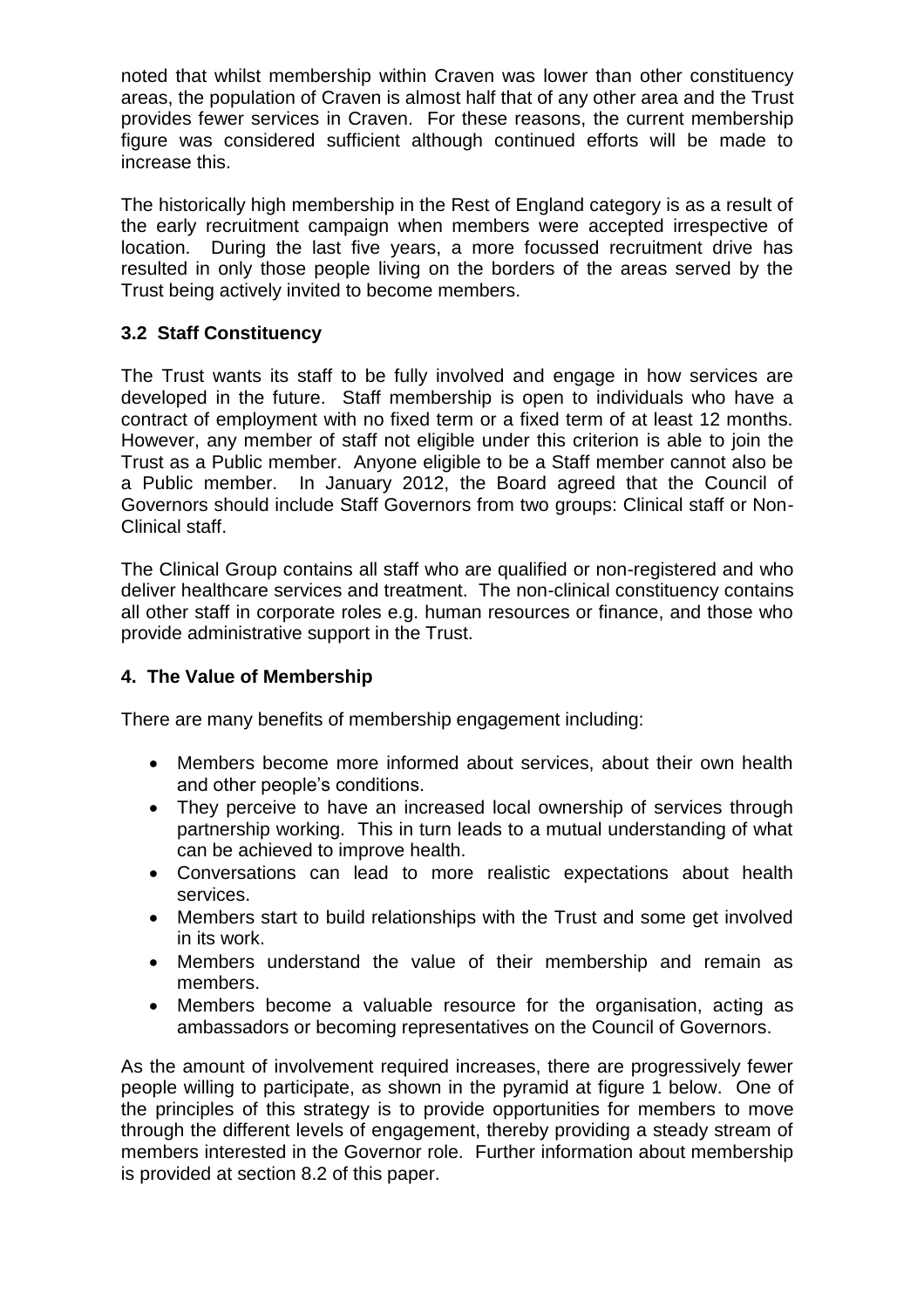noted that whilst membership within Craven was lower than other constituency areas, the population of Craven is almost half that of any other area and the Trust provides fewer services in Craven. For these reasons, the current membership figure was considered sufficient although continued efforts will be made to increase this.

The historically high membership in the Rest of England category is as a result of the early recruitment campaign when members were accepted irrespective of location. During the last five years, a more focussed recruitment drive has resulted in only those people living on the borders of the areas served by the Trust being actively invited to become members.

### 3.2 Staff Constituency

The Trust wants its staff to be fully involved and engage in how services are developed in the future. Staff membership is open to individuals who have a contract of employment with no fixed term or a fixed term of at least 12 months. However, any member of staff not eligible under this criterion is able to join the Trust as a Public member. Anyone eligible to be a Staff member cannot also be a Public member. In January 2012, the Board agreed that the Council of Governors should include Staff Governors from two groups: Clinical staff or Non-Clinical staff.

The Clinical Group contains all staff who are qualified or non-registered and who deliver healthcare services and treatment. The non-clinical constituency contains all other staff in corporate roles e.g. human resources or finance, and those who provide administrative support in the Trust.

## 4. The Value of Membership

There are many benefits of membership engagement including:

- Members become more informed about services, about their own health and other people's conditions.
- They perceive to have an increased local ownership of services through partnership working. This in turn leads to a mutual understanding of what can be achieved to improve health.
- Conversations can lead to more realistic expectations about health services.
- Members start to build relationships with the Trust and some get involved in its work.
- Members understand the value of their membership and remain as members.
- Members become a valuable resource for the organisation, acting as ambassadors or becoming representatives on the Council of Governors.

As the amount of involvement required increases, there are progressively fewer people willing to participate, as shown in the pyramid at figure 1 below. One of the principles of this strategy is to provide opportunities for members to move through the different levels of engagement, thereby providing a steady stream of members interested in the Governor role. Further information about membership is provided at section 8.2 of this paper.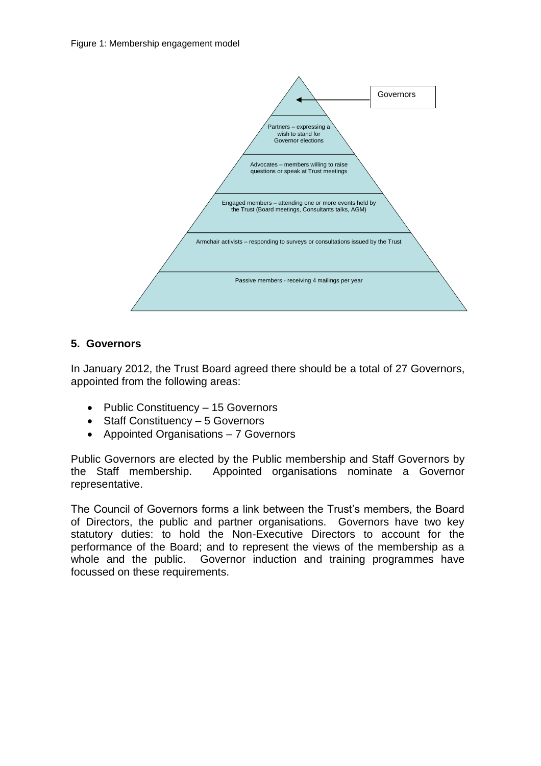Figure 1: Membership engagement model

Governors

Partners – expressing a wish to stand for Governor elections

Advocates – members willing to raise questions or speak at Trust meetings

Engaged members – attending one or more events held by the Trust (Board meetings, Consultants talks, AGM)

Armchair activists – responding to surveys or consultations issued by the Trust

Passive members - receiving 4 mailings per year

## 5. Governors

In January 2012, the Trust Board agreed there should be a total of 27 Governors, appointed from the following areas:

- Public Constituency – 15 Governors
- Staff Constituency – 5 Governors
- Appointed Organisations – 7 Governors

Public Governors are elected by the Public membership and Staff Governors by the Staff membership. Appointed organisations nominate a Governor representative.

The Council of Governors forms a link between the Trust's members, the Board of Directors, the public and partner organisations. Governors have two key statutory duties: to hold the Non-Executive Directors to account for the performance of the Board; and to represent the views of the membership as a whole and the public. Governor induction and training programmes have focussed on these requirements.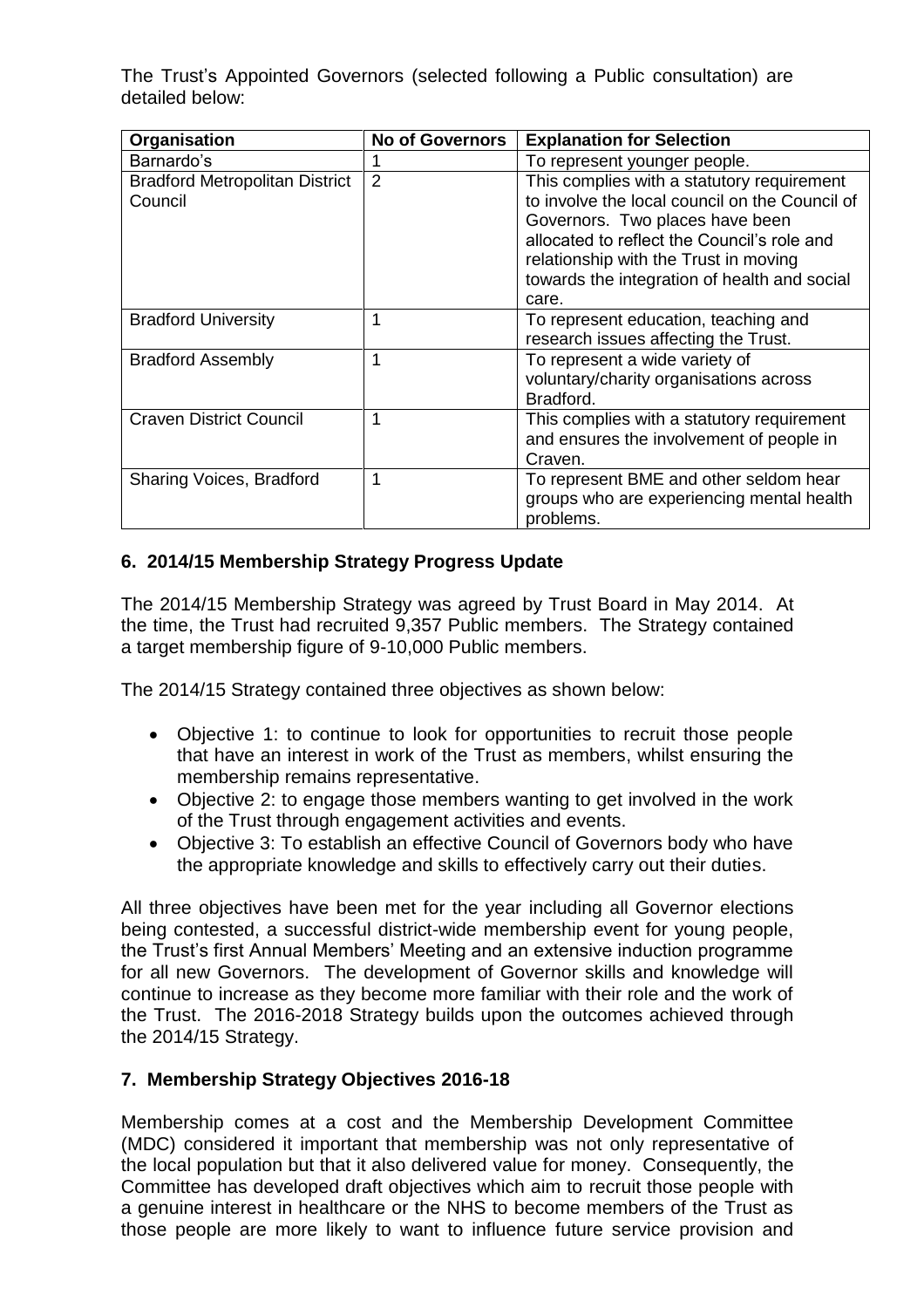The Trust's Appointed Governors (selected following a Public consultation) are detailed below:

| Organisation | No of Governors | Explanation for Selection |
|---|---|---|
| Barnardo's | 1 | To represent younger people. |
| Bradford Metropolitan District Council | 2 | This complies with a statutory requirement to involve the local council on the Council of Governors. Two places have been allocated to reflect the Council's role and relationship with the Trust in moving towards the integration of health and social care. |
| Bradford University | 1 | To represent education, teaching and research issues affecting the Trust. |
| Bradford Assembly | 1 | To represent a wide variety of voluntary/charity organisations across Bradford. |
| Craven District Council | 1 | This complies with a statutory requirement and ensures the involvement of people in Craven. |
| Sharing Voices, Bradford | 1 | To represent BME and other seldom hear groups who are experiencing mental health problems. |

## 6. 2014/15 Membership Strategy Progress Update

The 2014/15 Membership Strategy was agreed by Trust Board in May 2014. At the time, the Trust had recruited 9,357 Public members. The Strategy contained a target membership figure of 9-10,000 Public members.

The 2014/15 Strategy contained three objectives as shown below:

- Objective 1: to continue to look for opportunities to recruit those people that have an interest in work of the Trust as members, whilst ensuring the membership remains representative.
- Objective 2: to engage those members wanting to get involved in the work of the Trust through engagement activities and events.
- Objective 3: To establish an effective Council of Governors body who have the appropriate knowledge and skills to effectively carry out their duties.

All three objectives have been met for the year including all Governor elections being contested, a successful district-wide membership event for young people, the Trust's first Annual Members' Meeting and an extensive induction programme for all new Governors. The development of Governor skills and knowledge will continue to increase as they become more familiar with their role and the work of the Trust. The 2016-2018 Strategy builds upon the outcomes achieved through the 2014/15 Strategy.

## 7. Membership Strategy Objectives 2016-18

Membership comes at a cost and the Membership Development Committee (MDC) considered it important that membership was not only representative of the local population but that it also delivered value for money. Consequently, the Committee has developed draft objectives which aim to recruit those people with a genuine interest in healthcare or the NHS to become members of the Trust as those people are more likely to want to influence future service provision and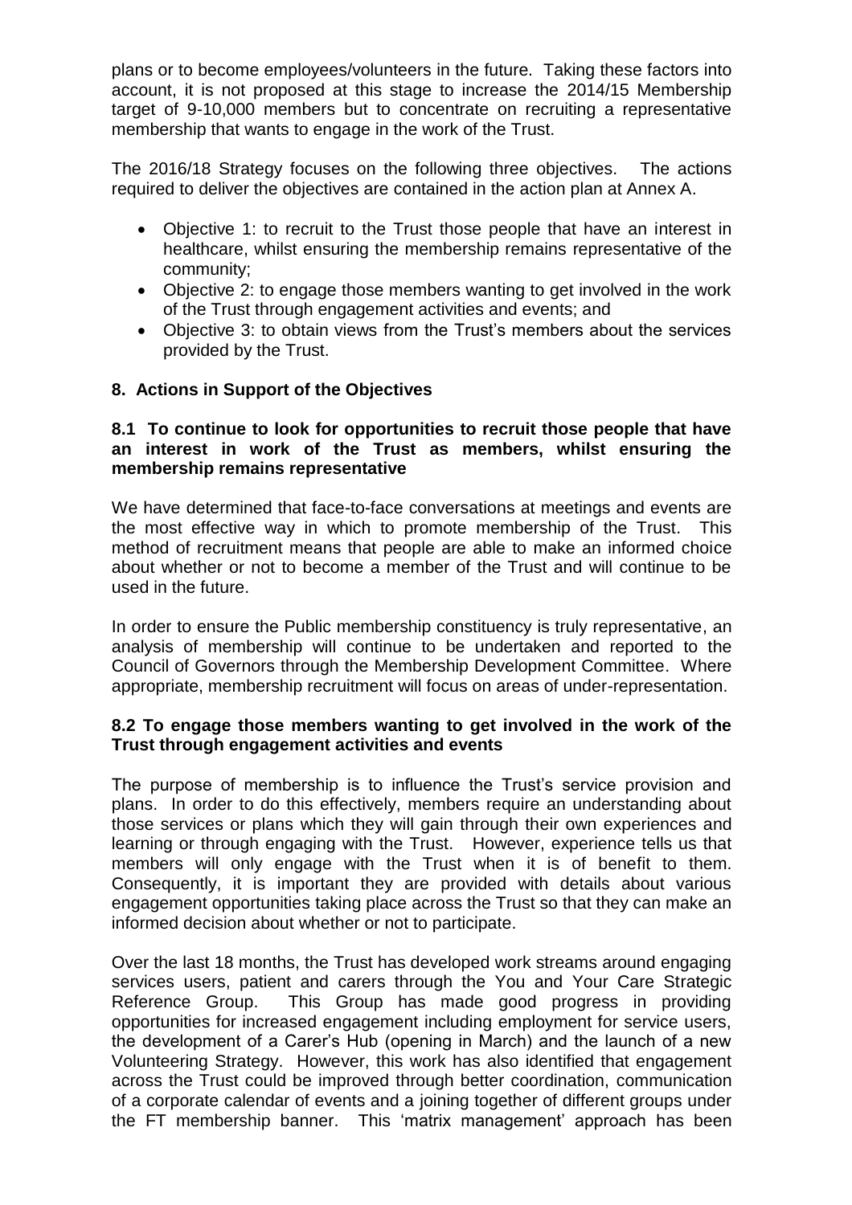plans or to become employees/volunteers in the future. Taking these factors into account, it is not proposed at this stage to increase the 2014/15 Membership target of 9-10,000 members but to concentrate on recruiting a representative membership that wants to engage in the work of the Trust.

The 2016/18 Strategy focuses on the following three objectives. The actions required to deliver the objectives are contained in the action plan at Annex A.

- Objective 1: to recruit to the Trust those people that have an interest in healthcare, whilst ensuring the membership remains representative of the community;
- Objective 2: to engage those members wanting to get involved in the work of the Trust through engagement activities and events; and
- Objective 3: to obtain views from the Trust's members about the services provided by the Trust.

## 8. Actions in Support of the Objectives

### 8.1 To continue to look for opportunities to recruit those people that have an interest in work of the Trust as members, whilst ensuring the membership remains representative

We have determined that face-to-face conversations at meetings and events are the most effective way in which to promote membership of the Trust. This method of recruitment means that people are able to make an informed choice about whether or not to become a member of the Trust and will continue to be used in the future.

In order to ensure the Public membership constituency is truly representative, an analysis of membership will continue to be undertaken and reported to the Council of Governors through the Membership Development Committee. Where appropriate, membership recruitment will focus on areas of under-representation.

### 8.2 To engage those members wanting to get involved in the work of the Trust through engagement activities and events

The purpose of membership is to influence the Trust's service provision and plans. In order to do this effectively, members require an understanding about those services or plans which they will gain through their own experiences and learning or through engaging with the Trust. However, experience tells us that members will only engage with the Trust when it is of benefit to them. Consequently, it is important they are provided with details about various engagement opportunities taking place across the Trust so that they can make an informed decision about whether or not to participate.

Over the last 18 months, the Trust has developed work streams around engaging services users, patient and carers through the You and Your Care Strategic Reference Group. This Group has made good progress in providing opportunities for increased engagement including employment for service users, the development of a Carer's Hub (opening in March) and the launch of a new Volunteering Strategy. However, this work has also identified that engagement across the Trust could be improved through better coordination, communication of a corporate calendar of events and a joining together of different groups under the FT membership banner. This 'matrix management' approach has been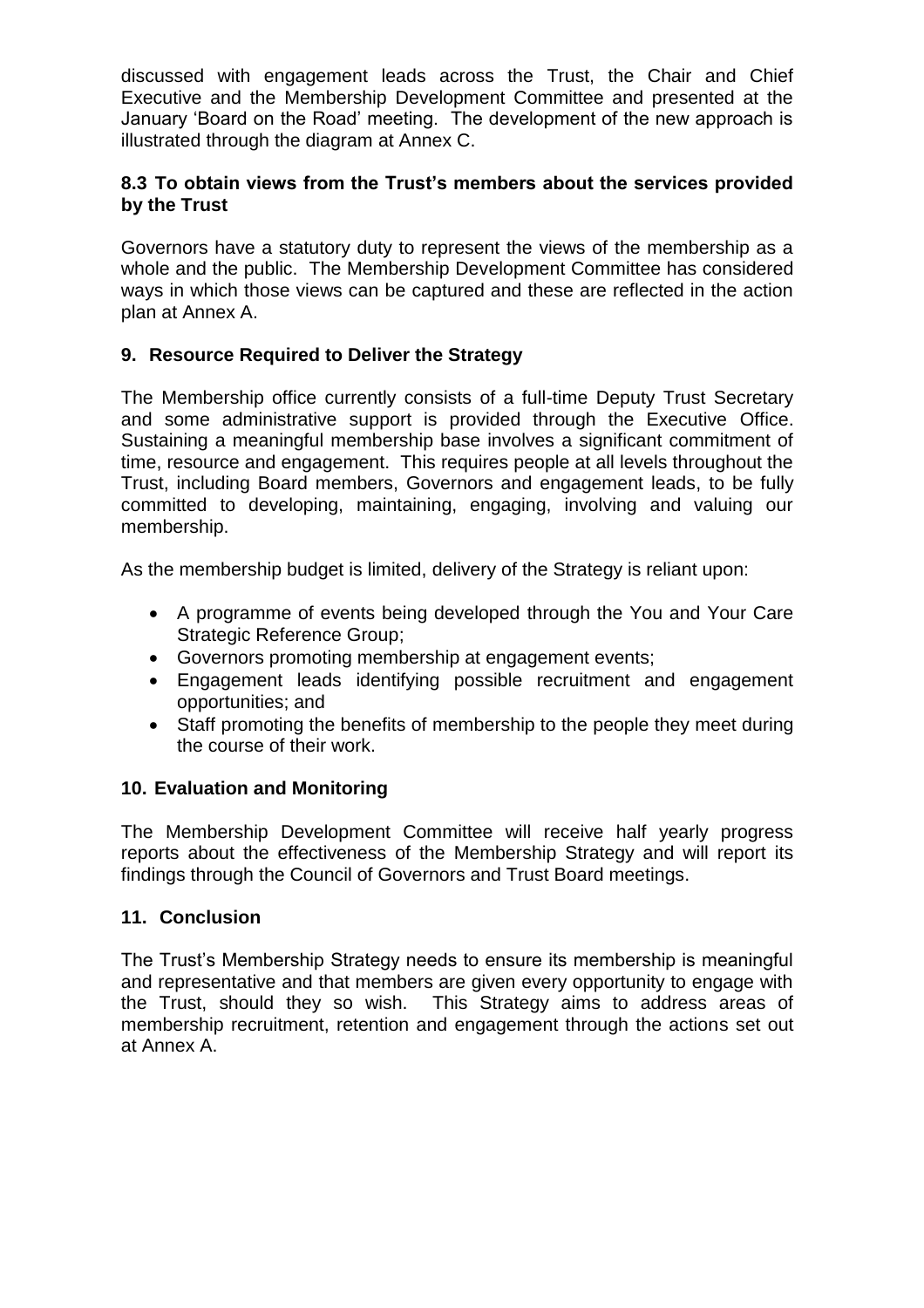discussed with engagement leads across the Trust, the Chair and Chief Executive and the Membership Development Committee and presented at the January 'Board on the Road' meeting. The development of the new approach is illustrated through the diagram at Annex C.

### 8.3 To obtain views from the Trust's members about the services provided by the Trust

Governors have a statutory duty to represent the views of the membership as a whole and the public. The Membership Development Committee has considered ways in which those views can be captured and these are reflected in the action plan at Annex A.

## 9. Resource Required to Deliver the Strategy

The Membership office currently consists of a full-time Deputy Trust Secretary and some administrative support is provided through the Executive Office. Sustaining a meaningful membership base involves a significant commitment of time, resource and engagement. This requires people at all levels throughout the Trust, including Board members, Governors and engagement leads, to be fully committed to developing, maintaining, engaging, involving and valuing our membership.

As the membership budget is limited, delivery of the Strategy is reliant upon:

- A programme of events being developed through the You and Your Care Strategic Reference Group;
- Governors promoting membership at engagement events;
- Engagement leads identifying possible recruitment and engagement opportunities; and
- Staff promoting the benefits of membership to the people they meet during the course of their work.

## 10. Evaluation and Monitoring

The Membership Development Committee will receive half yearly progress reports about the effectiveness of the Membership Strategy and will report its findings through the Council of Governors and Trust Board meetings.

## 11. Conclusion

The Trust's Membership Strategy needs to ensure its membership is meaningful and representative and that members are given every opportunity to engage with the Trust, should they so wish. This Strategy aims to address areas of membership recruitment, retention and engagement through the actions set out at Annex A.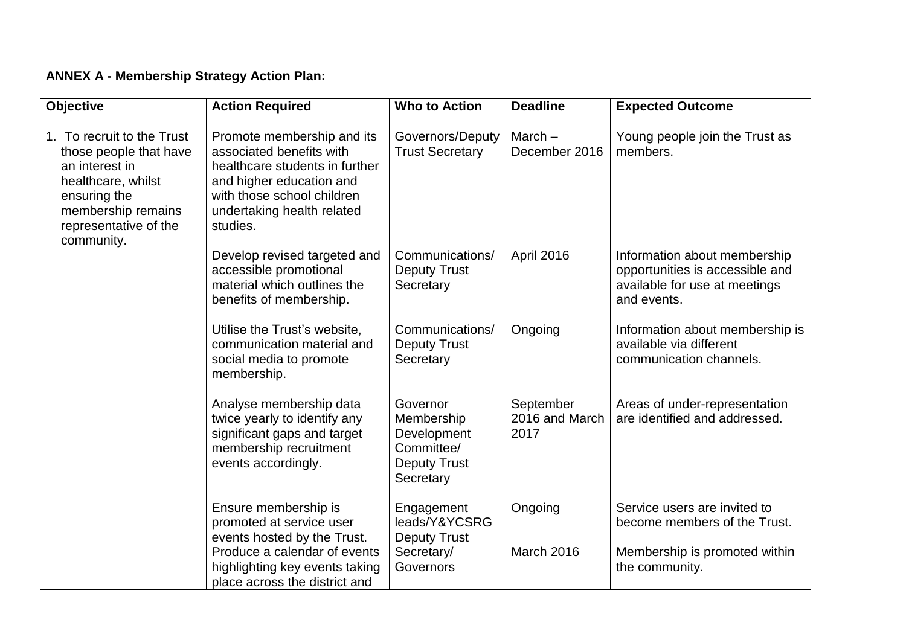**ANNEX A - Membership Strategy Action Plan:**

| Objective | Action Required | Who to Action | Deadline | Expected Outcome |
|---|---|---|---|---|
| 1. To recruit to the Trust those people that have an interest in healthcare, whilst ensuring the membership remains representative of the community. | Promote membership and its associated benefits with healthcare students in further and higher education and with those school children undertaking health related studies. | Governors/Deputy Trust Secretary | March – December 2016 | Young people join the Trust as members. |
| | Develop revised targeted and accessible promotional material which outlines the benefits of membership. | Communications/ Deputy Trust Secretary | April 2016 | Information about membership opportunities is accessible and available for use at meetings and events. |
| | Utilise the Trust's website, communication material and social media to promote membership. | Communications/ Deputy Trust Secretary | Ongoing | Information about membership is available via different communication channels. |
| | Analyse membership data twice yearly to identify any significant gaps and target membership recruitment events accordingly. | Governor Membership Development Committee/ Deputy Trust Secretary | September 2016 and March 2017 | Areas of under-representation are identified and addressed. |
| | Ensure membership is promoted at service user events hosted by the Trust. | Engagement leads/Y&YCSRG | Ongoing | Service users are invited to become members of the Trust. |
| | Produce a calendar of events highlighting key events taking place across the district and | Deputy Trust Secretary/ Governors | March 2016 | Membership is promoted within the community. |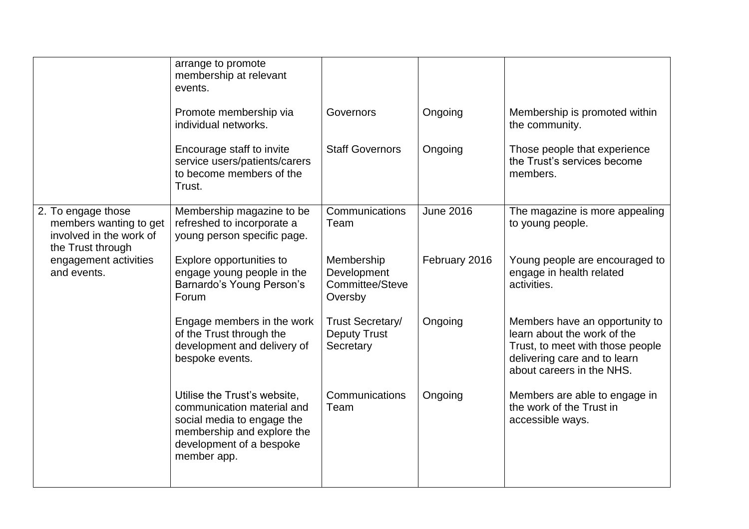| | | | | |
|---|---|---|---|---|
| | arrange to promote membership at relevant events. | | | |
| | Promote membership via individual networks. | Governors | Ongoing | Membership is promoted within the community. |
| | Encourage staff to invite service users/patients/carers to become members of the Trust. | Staff Governors | Ongoing | Those people that experience the Trust's services become members. |
| 2. To engage those members wanting to get involved in the work of the Trust through engagement activities and events. | Membership magazine to be refreshed to incorporate a young person specific page. | Communications Team | June 2016 | The magazine is more appealing to young people. |
| | Explore opportunities to engage young people in the Barnardo's Young Person's Forum | Membership Development Committee/Steve Oversby | February 2016 | Young people are encouraged to engage in health related activities. |
| | Engage members in the work of the Trust through the development and delivery of bespoke events. | Trust Secretary/ Deputy Trust Secretary | Ongoing | Members have an opportunity to learn about the work of the Trust, to meet with those people delivering care and to learn about careers in the NHS. |
| | Utilise the Trust's website, communication material and social media to engage the membership and explore the development of a bespoke member app. | Communications Team | Ongoing | Members are able to engage in the work of the Trust in accessible ways. |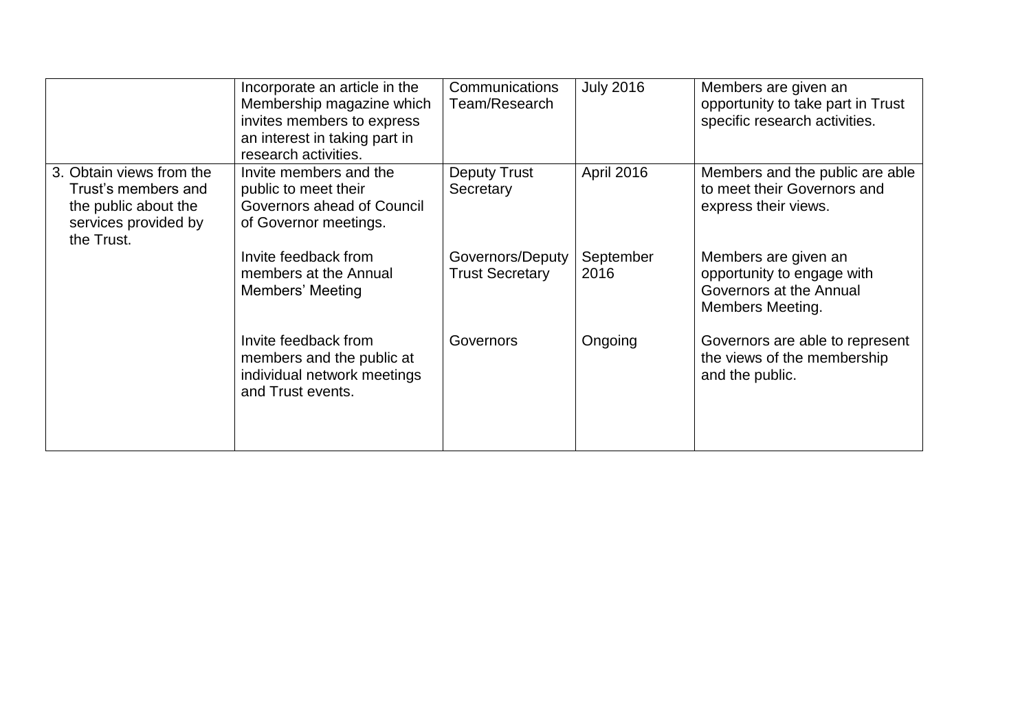| | | | | |
|---|---|---|---|---|
| | Incorporate an article in the Membership magazine which invites members to express an interest in taking part in research activities. | Communications Team/Research | July 2016 | Members are given an opportunity to take part in Trust specific research activities. |
| 3. Obtain views from the Trust's members and the public about the services provided by the Trust. | Invite members and the public to meet their Governors ahead of Council of Governor meetings. | Deputy Trust Secretary | April 2016 | Members and the public are able to meet their Governors and express their views. |
| | Invite feedback from members at the Annual Members' Meeting | Governors/Deputy Trust Secretary | September 2016 | Members are given an opportunity to engage with Governors at the Annual Members Meeting. |
| | Invite feedback from members and the public at individual network meetings and Trust events. | Governors | Ongoing | Governors are able to represent the views of the membership and the public. |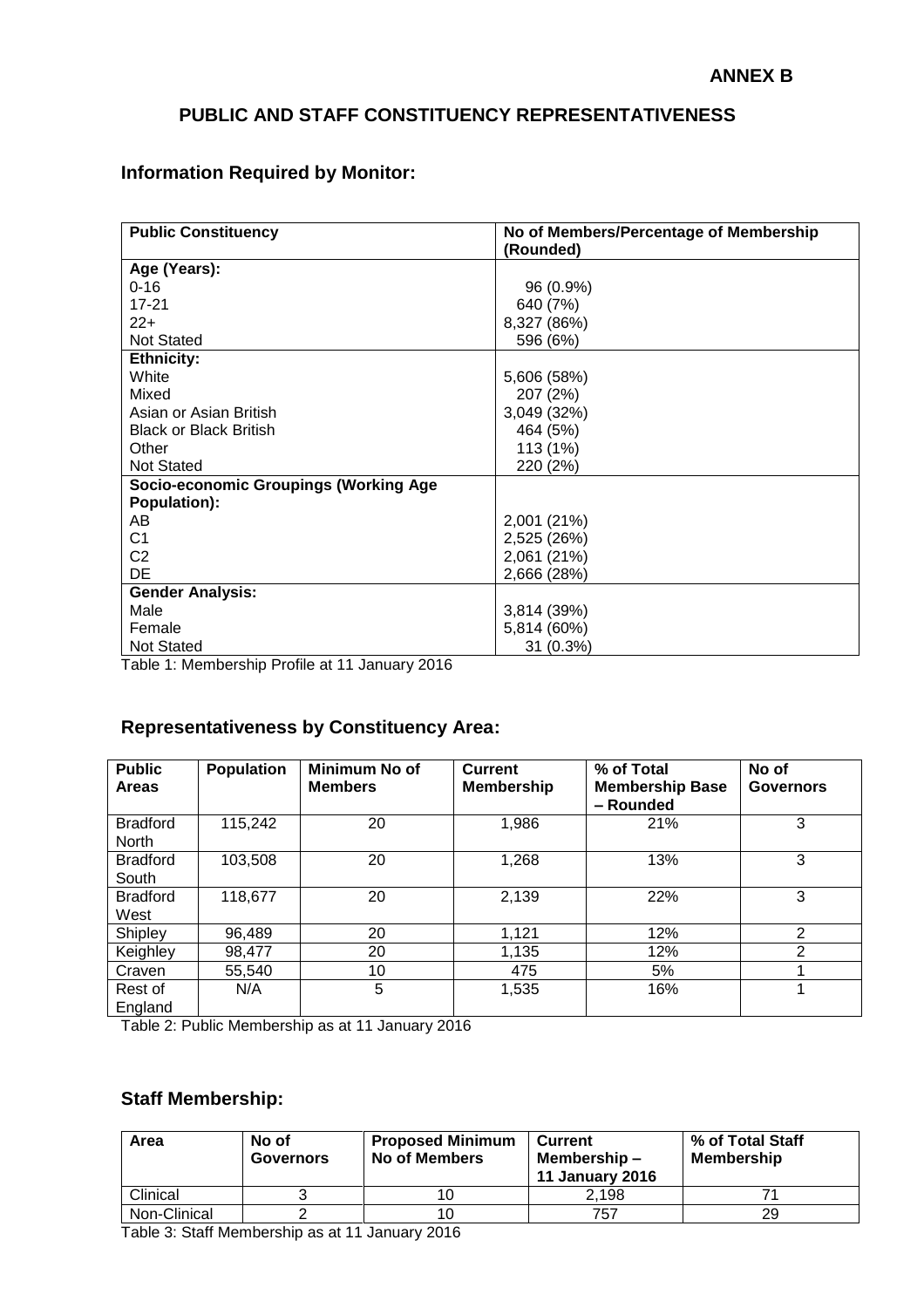**ANNEX B**

## PUBLIC AND STAFF CONSTITUENCY REPRESENTATIVENESS

### Information Required by Monitor:

| Public Constituency | No of Members/Percentage of Membership (Rounded) |
|---|---|
| **Age (Years):** | |
| 0-16 | 96 (0.9%) |
| 17-21 | 640 (7%) |
| 22+ | 8,327 (86%) |
| Not Stated | 596 (6%) |
| **Ethnicity:** | |
| White | 5,606 (58%) |
| Mixed | 207 (2%) |
| Asian or Asian British | 3,049 (32%) |
| Black or Black British | 464 (5%) |
| Other | 113 (1%) |
| Not Stated | 220 (2%) |
| **Socio-economic Groupings (Working Age Population):** | |
| AB | 2,001 (21%) |
| C1 | 2,525 (26%) |
| C2 | 2,061 (21%) |
| DE | 2,666 (28%) |
| **Gender Analysis:** | |
| Male | 3,814 (39%) |
| Female | 5,814 (60%) |
| Not Stated | 31 (0.3%) |

Table 1: Membership Profile at 11 January 2016

### Representativeness by Constituency Area:

| Public Areas | Population | Minimum No of Members | Current Membership | % of Total Membership Base – Rounded | No of Governors |
|---|---|---|---|---|---|
| Bradford North | 115,242 | 20 | 1,986 | 21% | 3 |
| Bradford South | 103,508 | 20 | 1,268 | 13% | 3 |
| Bradford West | 118,677 | 20 | 2,139 | 22% | 3 |
| Shipley | 96,489 | 20 | 1,121 | 12% | 2 |
| Keighley | 98,477 | 20 | 1,135 | 12% | 2 |
| Craven | 55,540 | 10 | 475 | 5% | 1 |
| Rest of England | N/A | 5 | 1,535 | 16% | 1 |

Table 2: Public Membership as at 11 January 2016

### Staff Membership:

| Area | No of Governors | Proposed Minimum No of Members | Current Membership – 11 January 2016 | % of Total Staff Membership |
|---|---|---|---|---|
| Clinical | 3 | 10 | 2,198 | 71 |
| Non-Clinical | 2 | 10 | 757 | 29 |

Table 3: Staff Membership as at 11 January 2016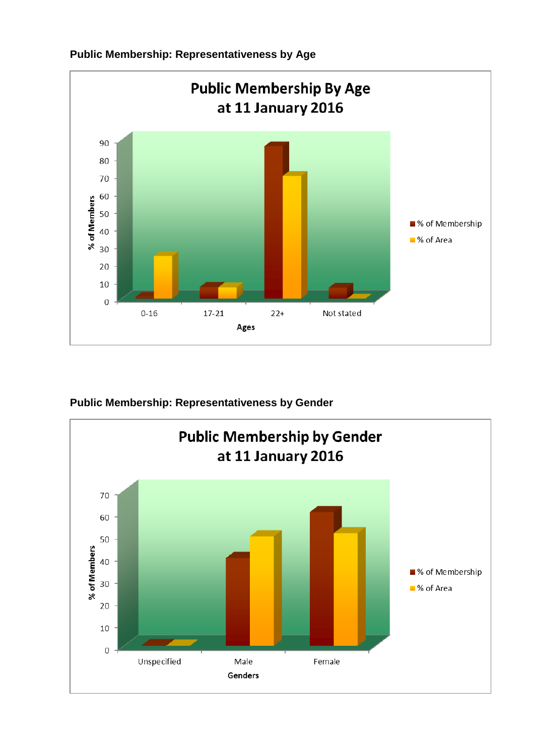### Public Membership: Representativeness by Age

**Public Membership By Age at 11 January 2016**

| Ages | % of Membership | % of Area |
|---|---|---|
| 0-16 | ~0.5 | ~24 |
| 17-21 | ~6 | ~6 |
| 22+ | ~86 | ~70 |
| Not stated | ~6 | ~0 |

Y-axis: % of Members (0–90); X-axis: Ages. Values are approximate, read from the chart.

### Public Membership: Representativeness by Gender

**Public Membership by Gender at 11 January 2016**

| Genders | % of Membership | % of Area |
|---|---|---|
| Unspecified | ~0 | ~0 |
| Male | ~39 | ~49 |
| Female | ~60 | ~51 |

Y-axis: % of Members (0–70); X-axis: Genders. Values are approximate, read from the chart.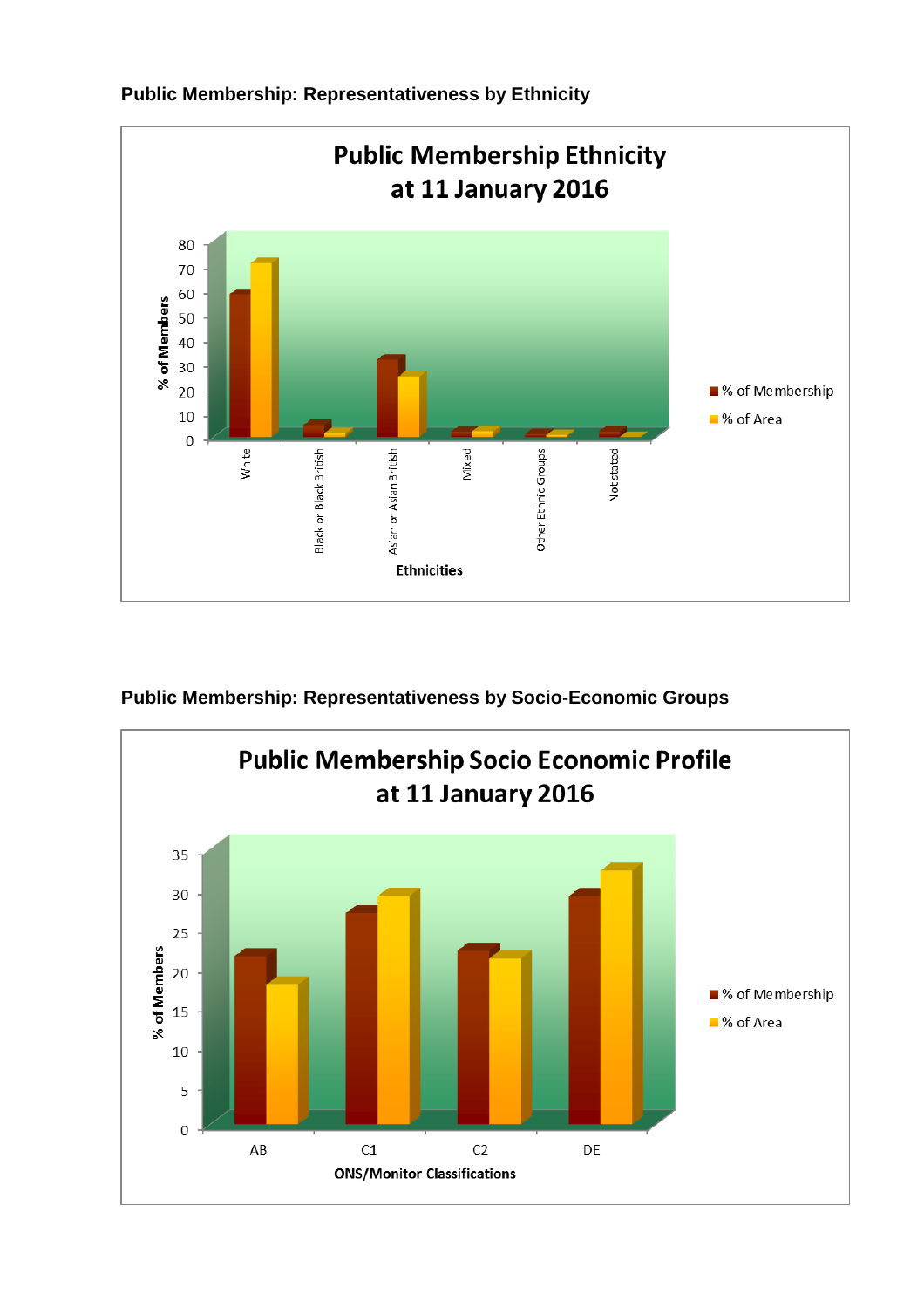## Public Membership: Representativeness by Ethnicity

**Public Membership Ethnicity at 11 January 2016**

% of Members

80, 70, 60, 50, 40, 30, 20, 10, 0

White | Black or Black British | Asian or Asian British | Mixed | Other Ethnic Groups | Not stated

Ethnicities

% of Membership
% of Area

## Public Membership: Representativeness by Socio-Economic Groups

**Public Membership Socio Economic Profile at 11 January 2016**

% of Members

35, 30, 25, 20, 15, 10, 5, 0

AB | C1 | C2 | DE

ONS/Monitor Classifications

% of Membership
% of Area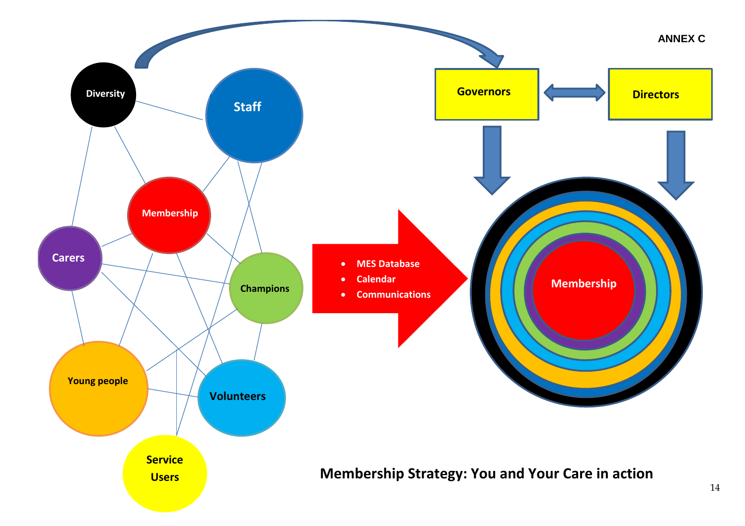ANNEX C

Diversity

Staff

Membership

Carers

Champions

Young people

Volunteers

Service Users

Governors

Directors

- MES Database
- Calendar
- Communications

Membership

**Membership Strategy: You and Your Care in action**